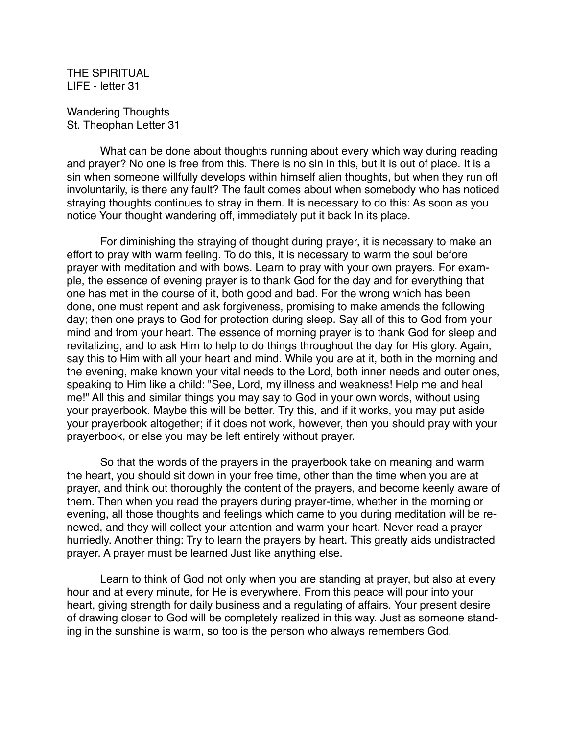# THE SPIRITUAL LIFE - letter 31

## Wandering Thoughts
St. Theophan Letter 31

What can be done about thoughts running about every which way during reading and prayer? No one is free from this. There is no sin in this, but it is out of place. It is a sin when someone willfully develops within himself alien thoughts, but when they run off involuntarily, is there any fault? The fault comes about when somebody who has noticed straying thoughts continues to stray in them. It is necessary to do this: As soon as you notice Your thought wandering off, immediately put it back In its place.

For diminishing the straying of thought during prayer, it is necessary to make an effort to pray with warm feeling. To do this, it is necessary to warm the soul before prayer with meditation and with bows. Learn to pray with your own prayers. For example, the essence of evening prayer is to thank God for the day and for everything that one has met in the course of it, both good and bad. For the wrong which has been done, one must repent and ask forgiveness, promising to make amends the following day; then one prays to God for protection during sleep. Say all of this to God from your mind and from your heart. The essence of morning prayer is to thank God for sleep and revitalizing, and to ask Him to help to do things throughout the day for His glory. Again, say this to Him with all your heart and mind. While you are at it, both in the morning and the evening, make known your vital needs to the Lord, both inner needs and outer ones, speaking to Him like a child: "See, Lord, my illness and weakness! Help me and heal me!" All this and similar things you may say to God in your own words, without using your prayerbook. Maybe this will be better. Try this, and if it works, you may put aside your prayerbook altogether; if it does not work, however, then you should pray with your prayerbook, or else you may be left entirely without prayer.

So that the words of the prayers in the prayerbook take on meaning and warm the heart, you should sit down in your free time, other than the time when you are at prayer, and think out thoroughly the content of the prayers, and become keenly aware of them. Then when you read the prayers during prayer-time, whether in the morning or evening, all those thoughts and feelings which came to you during meditation will be renewed, and they will collect your attention and warm your heart. Never read a prayer hurriedly. Another thing: Try to learn the prayers by heart. This greatly aids undistracted prayer. A prayer must be learned Just like anything else.

Learn to think of God not only when you are standing at prayer, but also at every hour and at every minute, for He is everywhere. From this peace will pour into your heart, giving strength for daily business and a regulating of affairs. Your present desire of drawing closer to God will be completely realized in this way. Just as someone standing in the sunshine is warm, so too is the person who always remembers God.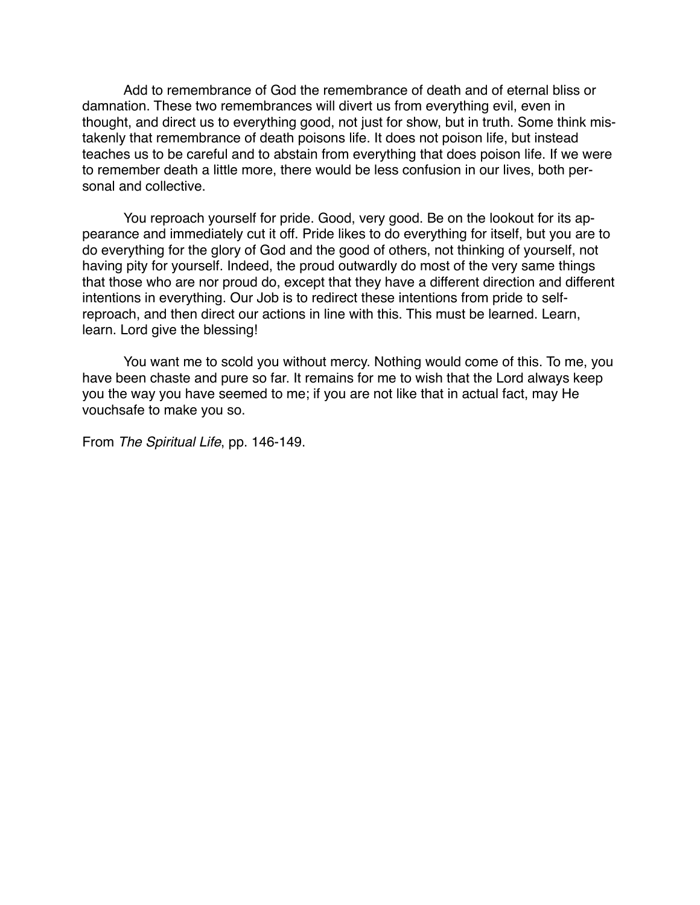Add to remembrance of God the remembrance of death and of eternal bliss or damnation. These two remembrances will divert us from everything evil, even in thought, and direct us to everything good, not just for show, but in truth. Some think mistakenly that remembrance of death poisons life. It does not poison life, but instead teaches us to be careful and to abstain from everything that does poison life. If we were to remember death a little more, there would be less confusion in our lives, both personal and collective.

You reproach yourself for pride. Good, very good. Be on the lookout for its appearance and immediately cut it off. Pride likes to do everything for itself, but you are to do everything for the glory of God and the good of others, not thinking of yourself, not having pity for yourself. Indeed, the proud outwardly do most of the very same things that those who are nor proud do, except that they have a different direction and different intentions in everything. Our Job is to redirect these intentions from pride to self-reproach, and then direct our actions in line with this. This must be learned. Learn, learn. Lord give the blessing!

You want me to scold you without mercy. Nothing would come of this. To me, you have been chaste and pure so far. It remains for me to wish that the Lord always keep you the way you have seemed to me; if you are not like that in actual fact, may He vouchsafe to make you so.

From *The Spiritual Life*, pp. 146-149.